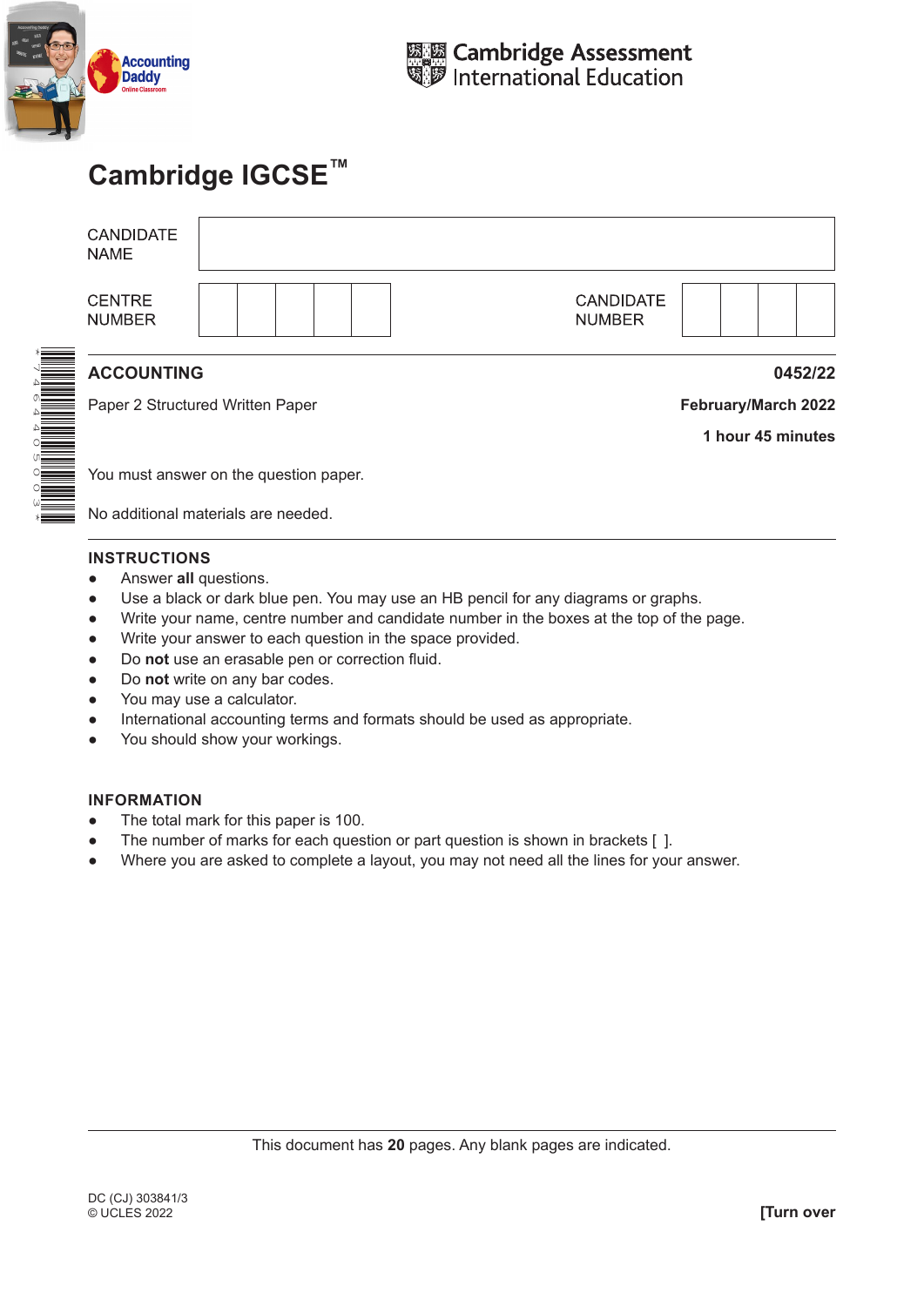Accounting Daddy Online Classroom

Cambridge Assessment International Education

# Cambridge IGCSE™

| CANDIDATE NAME | | | |
|---|---|---|---|
| CENTRE NUMBER | | CANDIDATE NUMBER | |

*7464405003*

**ACCOUNTING** **0452/22**

Paper 2 Structured Written Paper **February/March 2022**

**1 hour 45 minutes**

You must answer on the question paper.

No additional materials are needed.

## INSTRUCTIONS

- Answer **all** questions.
- Use a black or dark blue pen. You may use an HB pencil for any diagrams or graphs.
- Write your name, centre number and candidate number in the boxes at the top of the page.
- Write your answer to each question in the space provided.
- Do **not** use an erasable pen or correction fluid.
- Do **not** write on any bar codes.
- You may use a calculator.
- International accounting terms and formats should be used as appropriate.
- You should show your workings.

## INFORMATION

- The total mark for this paper is 100.
- The number of marks for each question or part question is shown in brackets [ ].
- Where you are asked to complete a layout, you may not need all the lines for your answer.

This document has **20** pages. Any blank pages are indicated.

DC (CJ) 303841/3
© UCLES 2022

**[Turn over**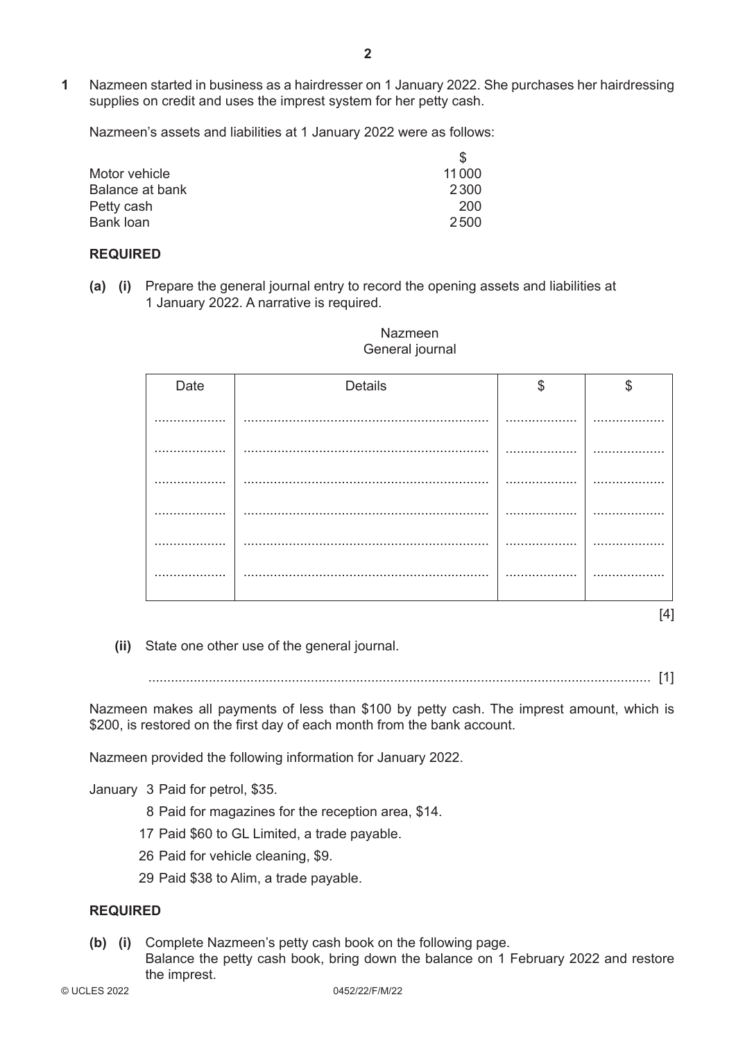**1** Nazmeen started in business as a hairdresser on 1 January 2022. She purchases her hairdressing supplies on credit and uses the imprest system for her petty cash.

Nazmeen's assets and liabilities at 1 January 2022 were as follows:

| | $ |
|---|---|
| Motor vehicle | 11 000 |
| Balance at bank | 2 300 |
| Petty cash | 200 |
| Bank loan | 2 500 |

**REQUIRED**

**(a) (i)** Prepare the general journal entry to record the opening assets and liabilities at 1 January 2022. A narrative is required.

Nazmeen
General journal

| Date | Details | $ | $ |
|---|---|---|---|
| .................. | .................................................................. | .................. | .................. |
| .................. | .................................................................. | .................. | .................. |
| .................. | .................................................................. | .................. | .................. |
| .................. | .................................................................. | .................. | .................. |
| .................. | .................................................................. | .................. | .................. |
| .................. | .................................................................. | .................. | .................. |

[4]

**(ii)** State one other use of the general journal.

.................................................................................................................................... [1]

Nazmeen makes all payments of less than $100 by petty cash. The imprest amount, which is $200, is restored on the first day of each month from the bank account.

Nazmeen provided the following information for January 2022.

January 3 Paid for petrol, $35.

8 Paid for magazines for the reception area, $14.

17 Paid $60 to GL Limited, a trade payable.

26 Paid for vehicle cleaning, $9.

29 Paid $38 to Alim, a trade payable.

**REQUIRED**

**(b) (i)** Complete Nazmeen's petty cash book on the following page.
Balance the petty cash book, bring down the balance on 1 February 2022 and restore the imprest.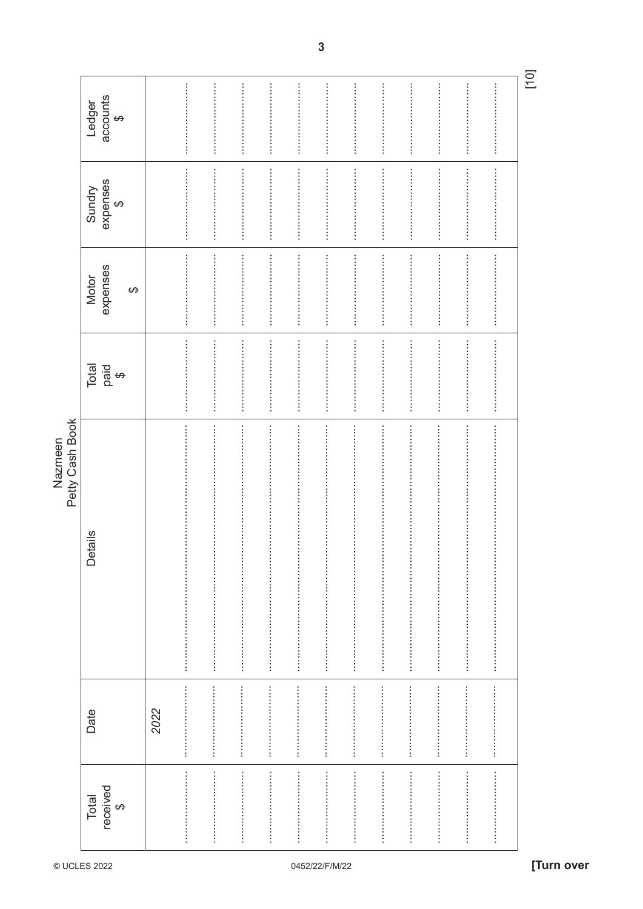Nazmeen
Petty Cash Book

| Total received $ | Date | Details | Total paid $ | Motor expenses $ | Sundry expenses $ | Ledger accounts $ |
|---|---|---|---|---|---|---|
| | 2022 | | | | | |
| ............ | ............ | ............ | ............ | ............ | ............ | ............ |
| ............ | ............ | ............ | ............ | ............ | ............ | ............ |
| ............ | ............ | ............ | ............ | ............ | ............ | ............ |
| ............ | ............ | ............ | ............ | ............ | ............ | ............ |
| ............ | ............ | ............ | ............ | ............ | ............ | ............ |
| ............ | ............ | ............ | ............ | ............ | ............ | ............ |
| ............ | ............ | ............ | ............ | ............ | ............ | ............ |
| ............ | ............ | ............ | ............ | ............ | ............ | ............ |
| ............ | ............ | ............ | ............ | ............ | ............ | ............ |
| ............ | ............ | ............ | ............ | ............ | ............ | ............ |
| ............ | ............ | ............ | ............ | ............ | ............ | ............ |
| ............ | ............ | ............ | ............ | ............ | ............ | ............ |

[10]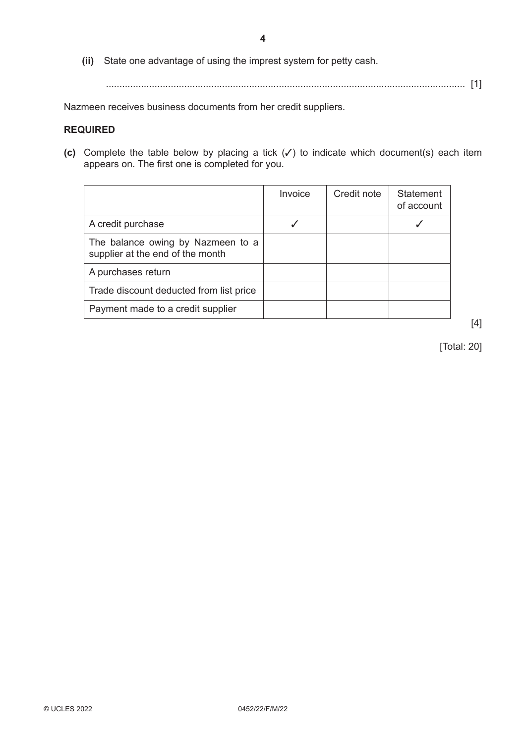**(ii)** State one advantage of using the imprest system for petty cash.

.................................................................................................................................... [1]

Nazmeen receives business documents from her credit suppliers.

**REQUIRED**

**(c)** Complete the table below by placing a tick (✓) to indicate which document(s) each item appears on. The first one is completed for you.

| | Invoice | Credit note | Statement of account |
|---|---|---|---|
| A credit purchase | ✓ | | ✓ |
| The balance owing by Nazmeen to a supplier at the end of the month | | | |
| A purchases return | | | |
| Trade discount deducted from list price | | | |
| Payment made to a credit supplier | | | |

[4]

[Total: 20]

© UCLES 2022 0452/22/F/M/22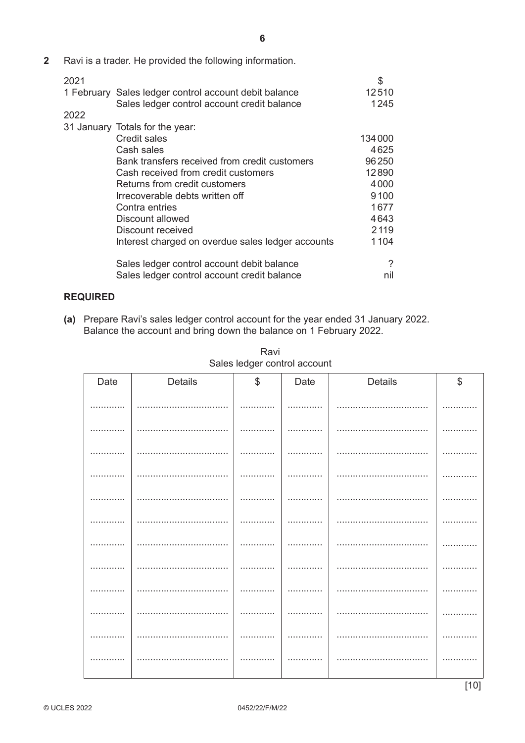**2** Ravi is a trader. He provided the following information.

| | | $ |
|---|---|---|
| 2021 | | |
| 1 February | Sales ledger control account debit balance | 12510 |
| | Sales ledger control account credit balance | 1245 |
| 2022 | | |
| 31 January | Totals for the year: | |
| | Credit sales | 134000 |
| | Cash sales | 4625 |
| | Bank transfers received from credit customers | 96250 |
| | Cash received from credit customers | 12890 |
| | Returns from credit customers | 4000 |
| | Irrecoverable debts written off | 9100 |
| | Contra entries | 1677 |
| | Discount allowed | 4643 |
| | Discount received | 2119 |
| | Interest charged on overdue sales ledger accounts | 1104 |
| | Sales ledger control account debit balance | ? |
| | Sales ledger control account credit balance | nil |

**REQUIRED**

**(a)** Prepare Ravi's sales ledger control account for the year ended 31 January 2022. Balance the account and bring down the balance on 1 February 2022.

Ravi
Sales ledger control account

| Date | Details | $ | Date | Details | $ |
|---|---|---|---|---|---|
| ............ | .................................. | ............ | ............ | .................................. | ............ |
| ............ | .................................. | ............ | ............ | .................................. | ............ |
| ............ | .................................. | ............ | ............ | .................................. | ............ |
| ............ | .................................. | ............ | ............ | .................................. | ............ |
| ............ | .................................. | ............ | ............ | .................................. | ............ |
| ............ | .................................. | ............ | ............ | .................................. | ............ |
| ............ | .................................. | ............ | ............ | .................................. | ............ |
| ............ | .................................. | ............ | ............ | .................................. | ............ |
| ............ | .................................. | ............ | ............ | .................................. | ............ |
| ............ | .................................. | ............ | ............ | .................................. | ............ |
| ............ | .................................. | ............ | ............ | .................................. | ............ |
| ............ | .................................. | ............ | ............ | .................................. | ............ |

[10]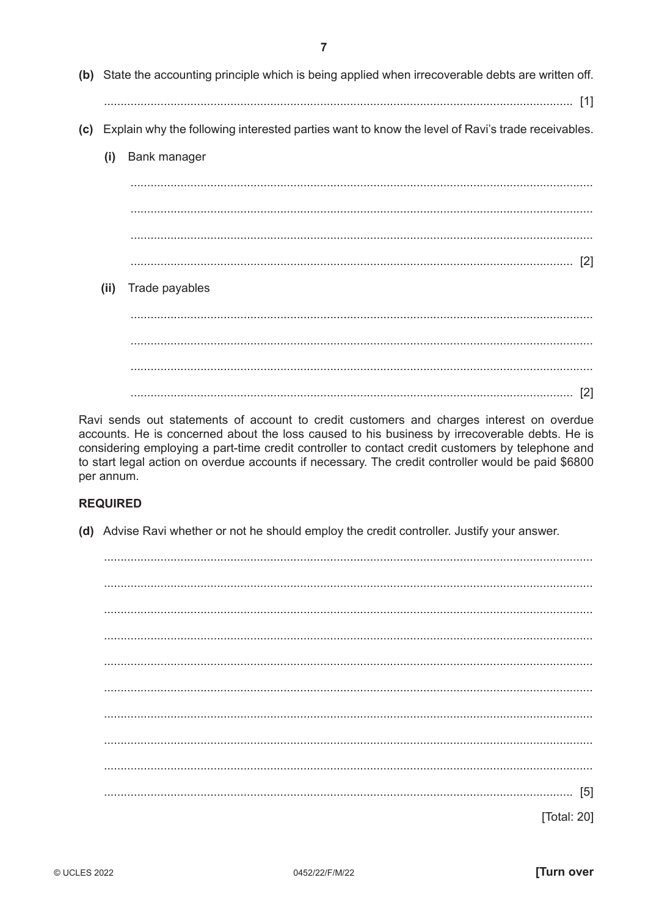**(b)** State the accounting principle which is being applied when irrecoverable debts are written off.

.......................................................................................................................................... [1]

**(c)** Explain why the following interested parties want to know the level of Ravi's trade receivables.

**(i)** Bank manager

..........................................................................................................................................

..........................................................................................................................................

..........................................................................................................................................

.................................................................................................................................... [2]

**(ii)** Trade payables

..........................................................................................................................................

..........................................................................................................................................

..........................................................................................................................................

.................................................................................................................................... [2]

Ravi sends out statements of account to credit customers and charges interest on overdue accounts. He is concerned about the loss caused to his business by irrecoverable debts. He is considering employing a part-time credit controller to contact credit customers by telephone and to start legal action on overdue accounts if necessary. The credit controller would be paid $6800 per annum.

**REQUIRED**

**(d)** Advise Ravi whether or not he should employ the credit controller. Justify your answer.

..........................................................................................................................................

..........................................................................................................................................

..........................................................................................................................................

..........................................................................................................................................

..........................................................................................................................................

..........................................................................................................................................

..........................................................................................................................................

..........................................................................................................................................

..........................................................................................................................................

.................................................................................................................................... [5]

[Total: 20]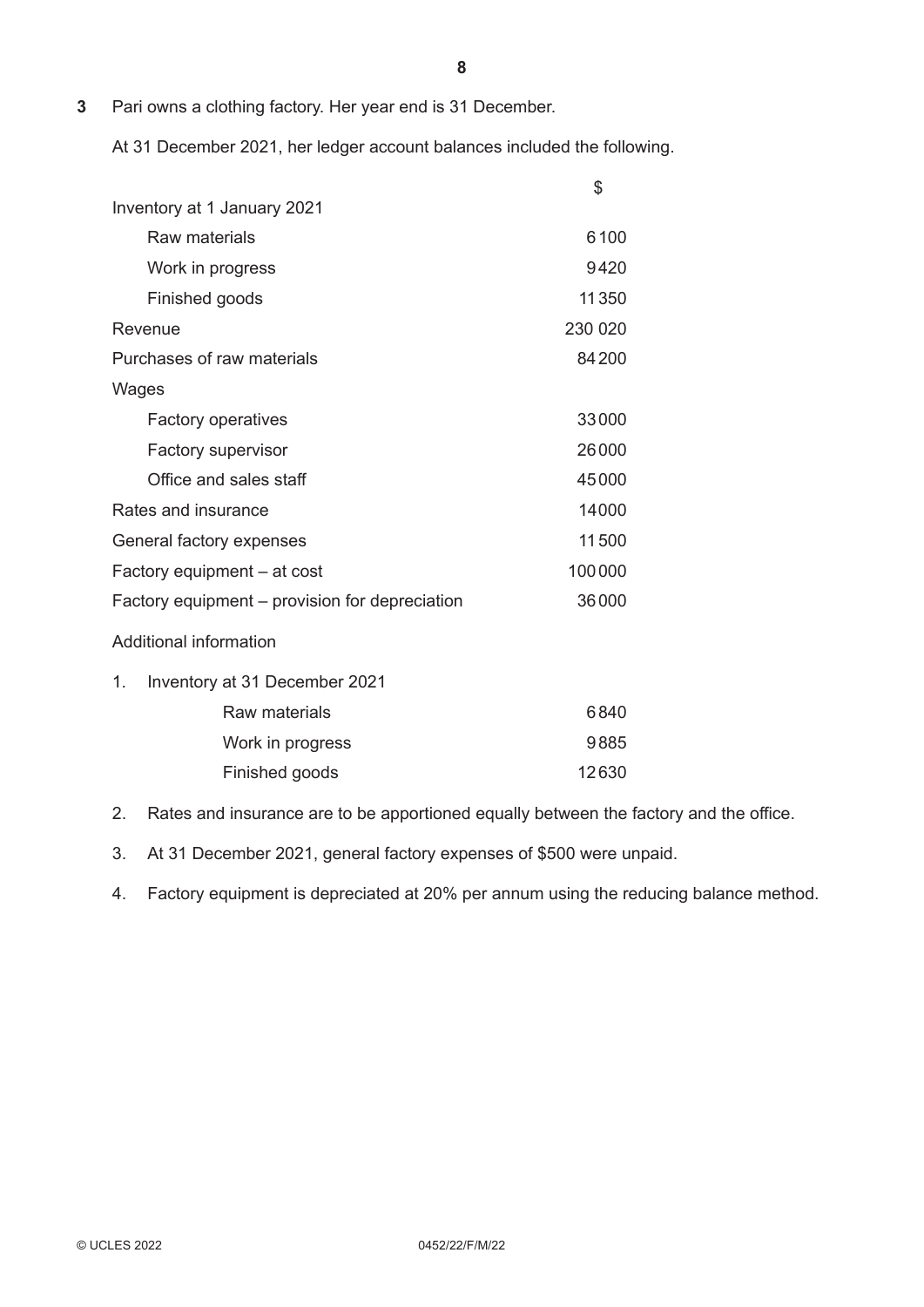**3** Pari owns a clothing factory. Her year end is 31 December.

At 31 December 2021, her ledger account balances included the following.

| | $ |
|---|---|
| Inventory at 1 January 2021 | |
| Raw materials | 6100 |
| Work in progress | 9420 |
| Finished goods | 11350 |
| Revenue | 230 020 |
| Purchases of raw materials | 84200 |
| Wages | |
| Factory operatives | 33000 |
| Factory supervisor | 26000 |
| Office and sales staff | 45000 |
| Rates and insurance | 14000 |
| General factory expenses | 11500 |
| Factory equipment – at cost | 100000 |
| Factory equipment – provision for depreciation | 36000 |

Additional information

1. Inventory at 31 December 2021

| | |
|---|---|
| Raw materials | 6840 |
| Work in progress | 9885 |
| Finished goods | 12630 |

2. Rates and insurance are to be apportioned equally between the factory and the office.
3. At 31 December 2021, general factory expenses of $500 were unpaid.
4. Factory equipment is depreciated at 20% per annum using the reducing balance method.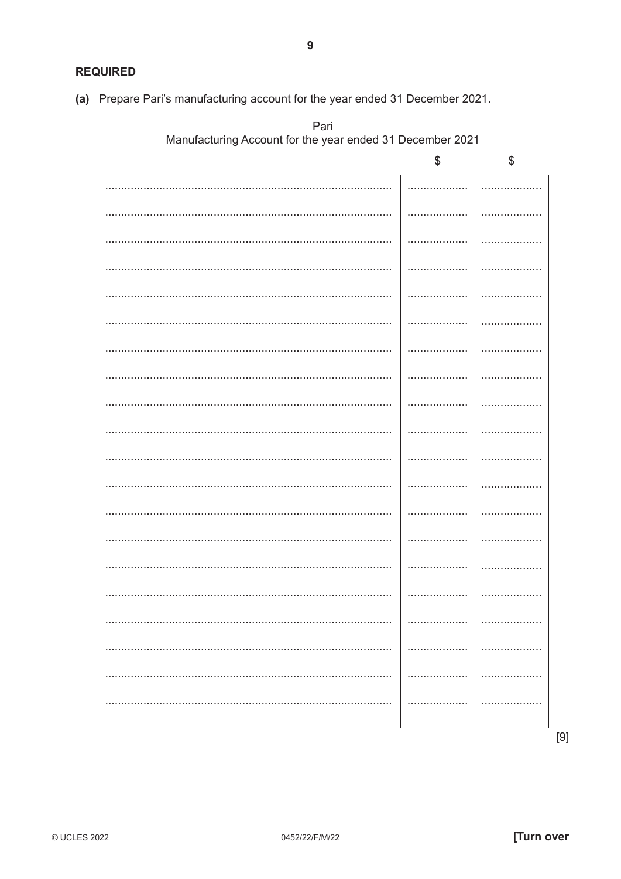**REQUIRED**

**(a)** Prepare Pari's manufacturing account for the year ended 31 December 2021.

Pari
Manufacturing Account for the year ended 31 December 2021

| | $ | $ |
|---|---|---|
| .......................................................................................... | .................... | .................... |
| .......................................................................................... | .................... | .................... |
| .......................................................................................... | .................... | .................... |
| .......................................................................................... | .................... | .................... |
| .......................................................................................... | .................... | .................... |
| .......................................................................................... | .................... | .................... |
| .......................................................................................... | .................... | .................... |
| .......................................................................................... | .................... | .................... |
| .......................................................................................... | .................... | .................... |
| .......................................................................................... | .................... | .................... |
| .......................................................................................... | .................... | .................... |
| .......................................................................................... | .................... | .................... |
| .......................................................................................... | .................... | .................... |
| .......................................................................................... | .................... | .................... |
| .......................................................................................... | .................... | .................... |
| .......................................................................................... | .................... | .................... |
| .......................................................................................... | .................... | .................... |
| .......................................................................................... | .................... | .................... |
| .......................................................................................... | .................... | .................... |
| .......................................................................................... | .................... | .................... |

[9]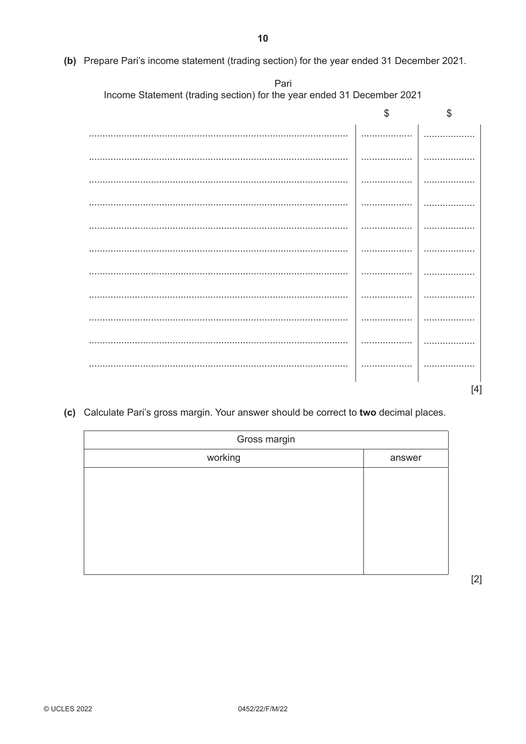**(b)** Prepare Pari's income statement (trading section) for the year ended 31 December 2021.

Pari
Income Statement (trading section) for the year ended 31 December 2021

| | $ | $ |
|---|---|---|
| ................................................................................................ | ................... | ................... |
| ................................................................................................ | ................... | ................... |
| ................................................................................................ | ................... | ................... |
| ................................................................................................ | ................... | ................... |
| ................................................................................................ | ................... | ................... |
| ................................................................................................ | ................... | ................... |
| ................................................................................................ | ................... | ................... |
| ................................................................................................ | ................... | ................... |
| ................................................................................................ | ................... | ................... |
| ................................................................................................ | ................... | ................... |
| ................................................................................................ | ................... | ................... |

[4]

**(c)** Calculate Pari's gross margin. Your answer should be correct to **two** decimal places.

| Gross margin | |
|---|---|
| working | answer |
| | |

[2]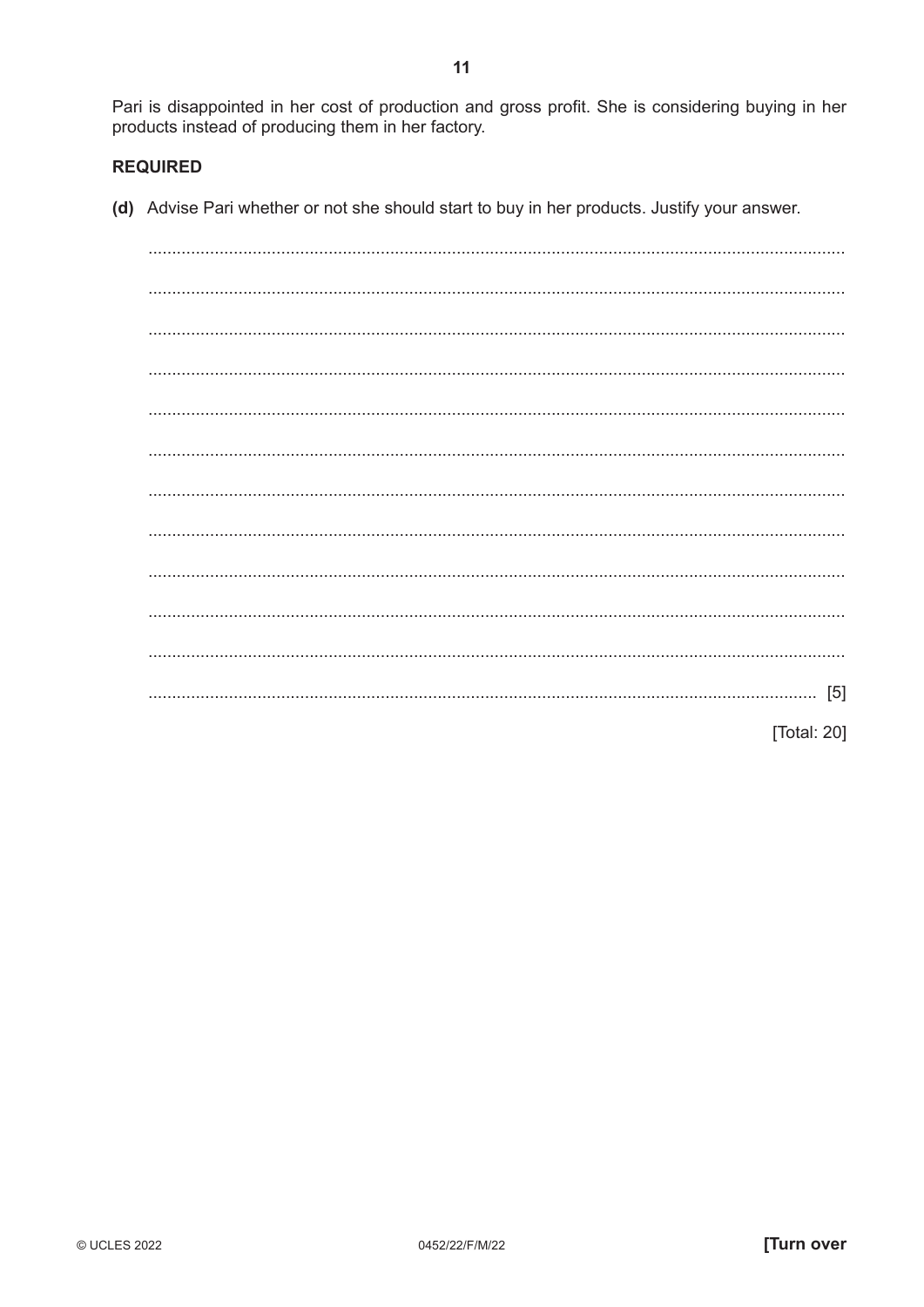Pari is disappointed in her cost of production and gross profit. She is considering buying in her products instead of producing them in her factory.

**REQUIRED**

**(d)** Advise Pari whether or not she should start to buy in her products. Justify your answer.

.................................................................................................................................................

.................................................................................................................................................

.................................................................................................................................................

.................................................................................................................................................

.................................................................................................................................................

.................................................................................................................................................

.................................................................................................................................................

.................................................................................................................................................

.................................................................................................................................................

.................................................................................................................................................

.................................................................................................................................................

........................................................................................................................................... [5]

[Total: 20]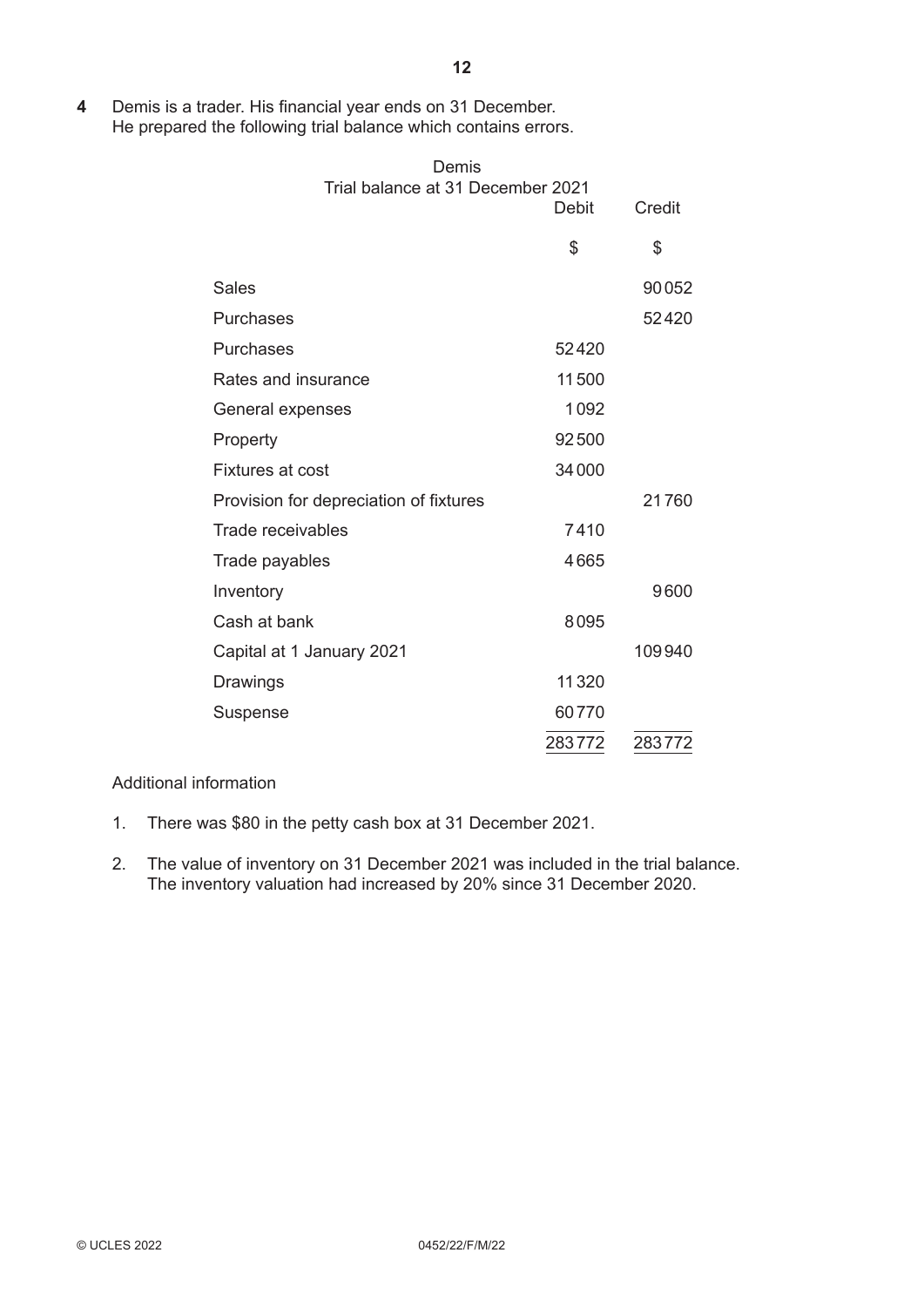**4** Demis is a trader. His financial year ends on 31 December.
He prepared the following trial balance which contains errors.

Demis
Trial balance at 31 December 2021

| | Debit | Credit |
|---|---|---|
| | $ | $ |
| Sales | | 90052 |
| Purchases | | 52420 |
| Purchases | 52420 | |
| Rates and insurance | 11500 | |
| General expenses | 1092 | |
| Property | 92500 | |
| Fixtures at cost | 34000 | |
| Provision for depreciation of fixtures | | 21760 |
| Trade receivables | 7410 | |
| Trade payables | 4665 | |
| Inventory | | 9600 |
| Cash at bank | 8095 | |
| Capital at 1 January 2021 | | 109940 |
| Drawings | 11320 | |
| Suspense | 60770 | |
| | 283772 | 283772 |

Additional information

1. There was $80 in the petty cash box at 31 December 2021.
2. The value of inventory on 31 December 2021 was included in the trial balance.
   The inventory valuation had increased by 20% since 31 December 2020.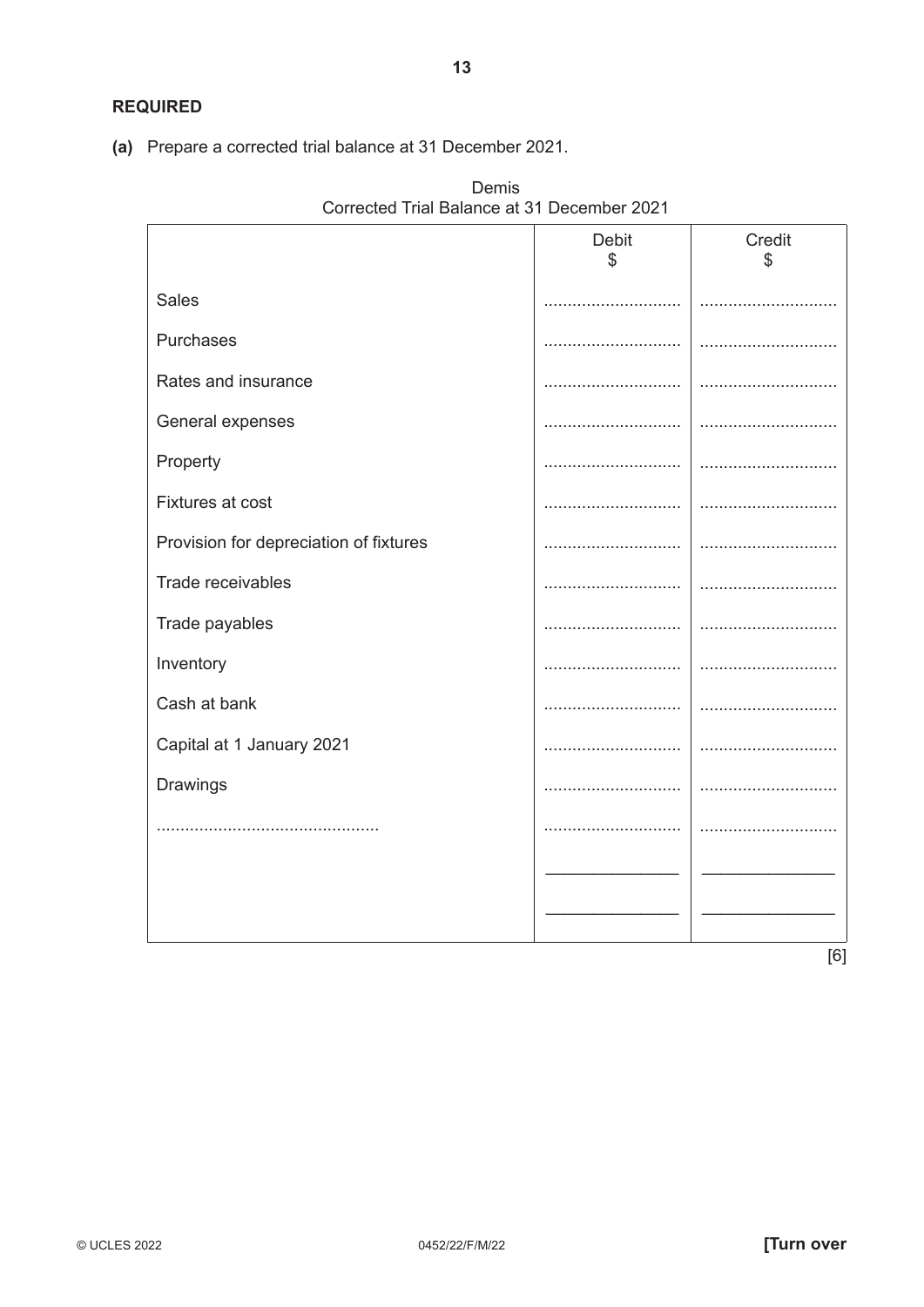**REQUIRED**

**(a)** Prepare a corrected trial balance at 31 December 2021.

Demis
Corrected Trial Balance at 31 December 2021

| | Debit $ | Credit $ |
|---|---|---|
| Sales | .............................. | .............................. |
| Purchases | .............................. | .............................. |
| Rates and insurance | .............................. | .............................. |
| General expenses | .............................. | .............................. |
| Property | .............................. | .............................. |
| Fixtures at cost | .............................. | .............................. |
| Provision for depreciation of fixtures | .............................. | .............................. |
| Trade receivables | .............................. | .............................. |
| Trade payables | .............................. | .............................. |
| Inventory | .............................. | .............................. |
| Cash at bank | .............................. | .............................. |
| Capital at 1 January 2021 | .............................. | .............................. |
| Drawings | .............................. | .............................. |
| .............................................. | .............................. | .............................. |
| | | |

[6]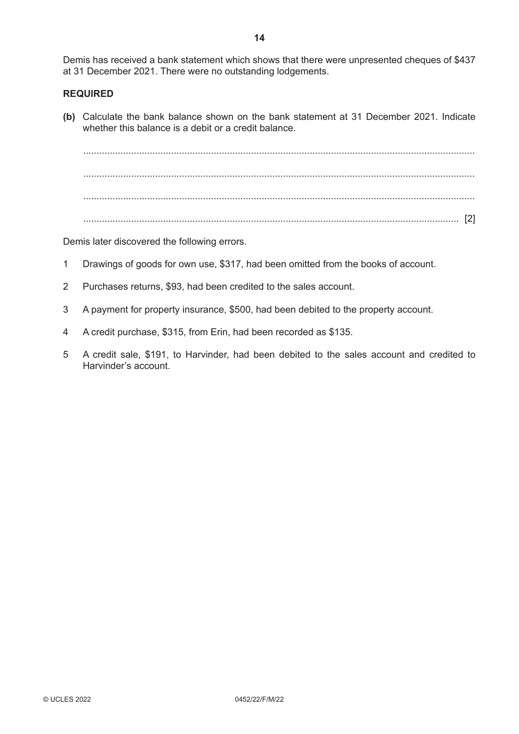Demis has received a bank statement which shows that there were unpresented cheques of $437 at 31 December 2021. There were no outstanding lodgements.

**REQUIRED**

**(b)** Calculate the bank balance shown on the bank statement at 31 December 2021. Indicate whether this balance is a debit or a credit balance.

..........................................................................................................................................

..........................................................................................................................................

..........................................................................................................................................

.................................................................................................................................... [2]

Demis later discovered the following errors.

1 Drawings of goods for own use, $317, had been omitted from the books of account.

2 Purchases returns, $93, had been credited to the sales account.

3 A payment for property insurance, $500, had been debited to the property account.

4 A credit purchase, $315, from Erin, had been recorded as $135.

5 A credit sale, $191, to Harvinder, had been debited to the sales account and credited to Harvinder's account.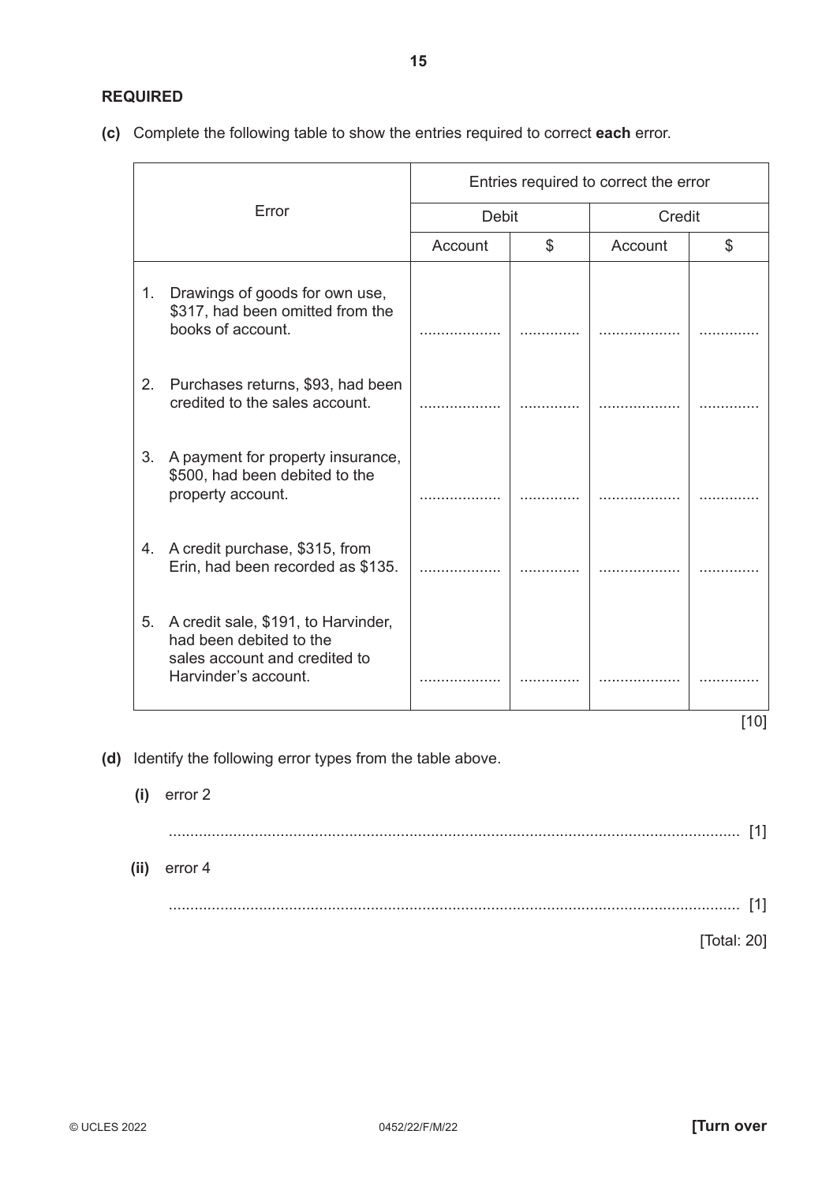**REQUIRED**

**(c)** Complete the following table to show the entries required to correct **each** error.

| Error | Entries required to correct the error | | | |
|---|---|---|---|---|
| | Debit | | Credit | |
| | Account | $ | Account | $ |
| 1. Drawings of goods for own use, $317, had been omitted from the books of account. | .................. | ............ | .................. | ............ |
| 2. Purchases returns, $93, had been credited to the sales account. | .................. | ............ | .................. | ............ |
| 3. A payment for property insurance, $500, had been debited to the property account. | .................. | ............ | .................. | ............ |
| 4. A credit purchase, $315, from Erin, had been recorded as $135. | .................. | ............ | .................. | ............ |
| 5. A credit sale, $191, to Harvinder, had been debited to the sales account and credited to Harvinder's account. | .................. | ............ | .................. | ............ |

[10]

**(d)** Identify the following error types from the table above.

**(i)** error 2

.................................................................................................................................... [1]

**(ii)** error 4

.................................................................................................................................... [1]

[Total: 20]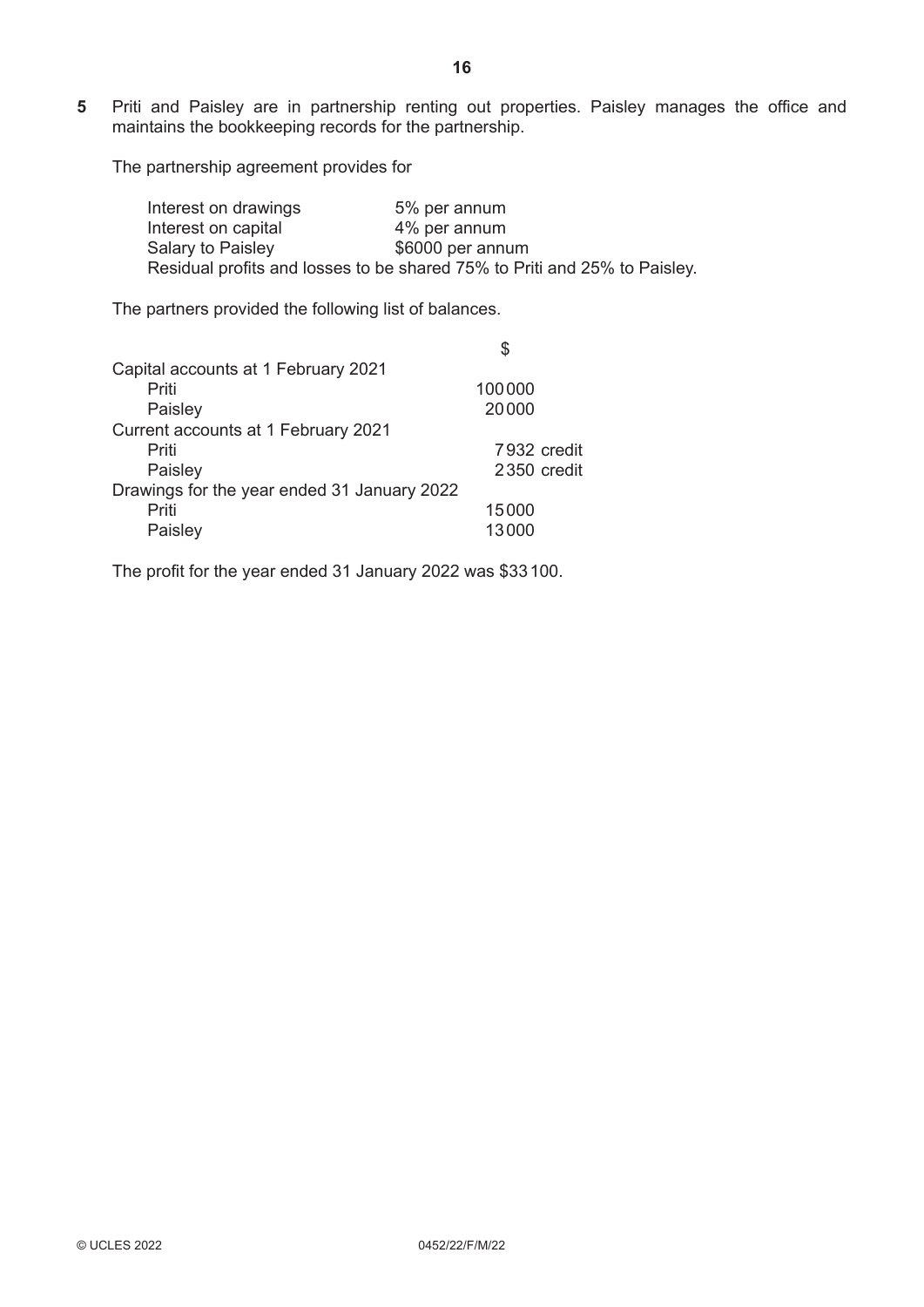**5** Priti and Paisley are in partnership renting out properties. Paisley manages the office and maintains the bookkeeping records for the partnership.

The partnership agreement provides for

| | |
|---|---|
| Interest on drawings | 5% per annum |
| Interest on capital | 4% per annum |
| Salary to Paisley | $6000 per annum |

Residual profits and losses to be shared 75% to Priti and 25% to Paisley.

The partners provided the following list of balances.

| | $ |
|---|---|
| Capital accounts at 1 February 2021 | |
| Priti | 100 000 |
| Paisley | 20 000 |
| Current accounts at 1 February 2021 | |
| Priti | 7932 credit |
| Paisley | 2350 credit |
| Drawings for the year ended 31 January 2022 | |
| Priti | 15 000 |
| Paisley | 13 000 |

The profit for the year ended 31 January 2022 was $33 100.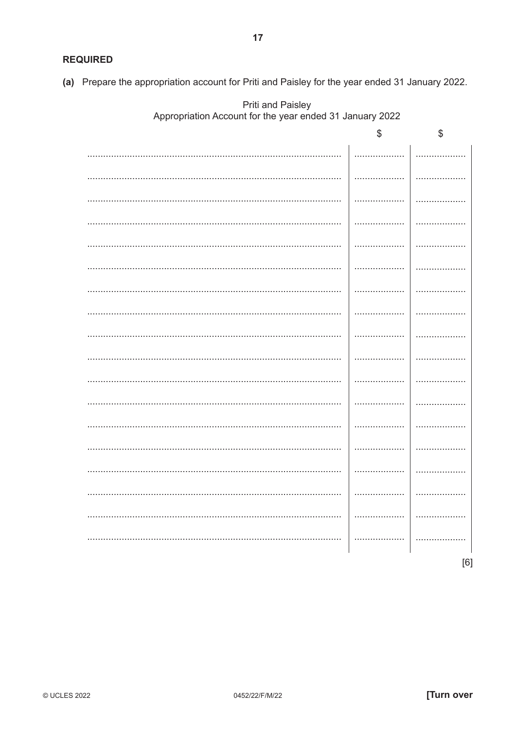**REQUIRED**

**(a)** Prepare the appropriation account for Priti and Paisley for the year ended 31 January 2022.

Priti and Paisley
Appropriation Account for the year ended 31 January 2022

| | \$ | \$ |
|---|---|---|
| .............................................................................................. | .................... | .................... |
| .............................................................................................. | .................... | .................... |
| .............................................................................................. | .................... | .................... |
| .............................................................................................. | .................... | .................... |
| .............................................................................................. | .................... | .................... |
| .............................................................................................. | .................... | .................... |
| .............................................................................................. | .................... | .................... |
| .............................................................................................. | .................... | .................... |
| .............................................................................................. | .................... | .................... |
| .............................................................................................. | .................... | .................... |
| .............................................................................................. | .................... | .................... |
| .............................................................................................. | .................... | .................... |
| .............................................................................................. | .................... | .................... |
| .............................................................................................. | .................... | .................... |
| .............................................................................................. | .................... | .................... |
| .............................................................................................. | .................... | .................... |
| .............................................................................................. | .................... | .................... |
| .............................................................................................. | .................... | .................... |

[6]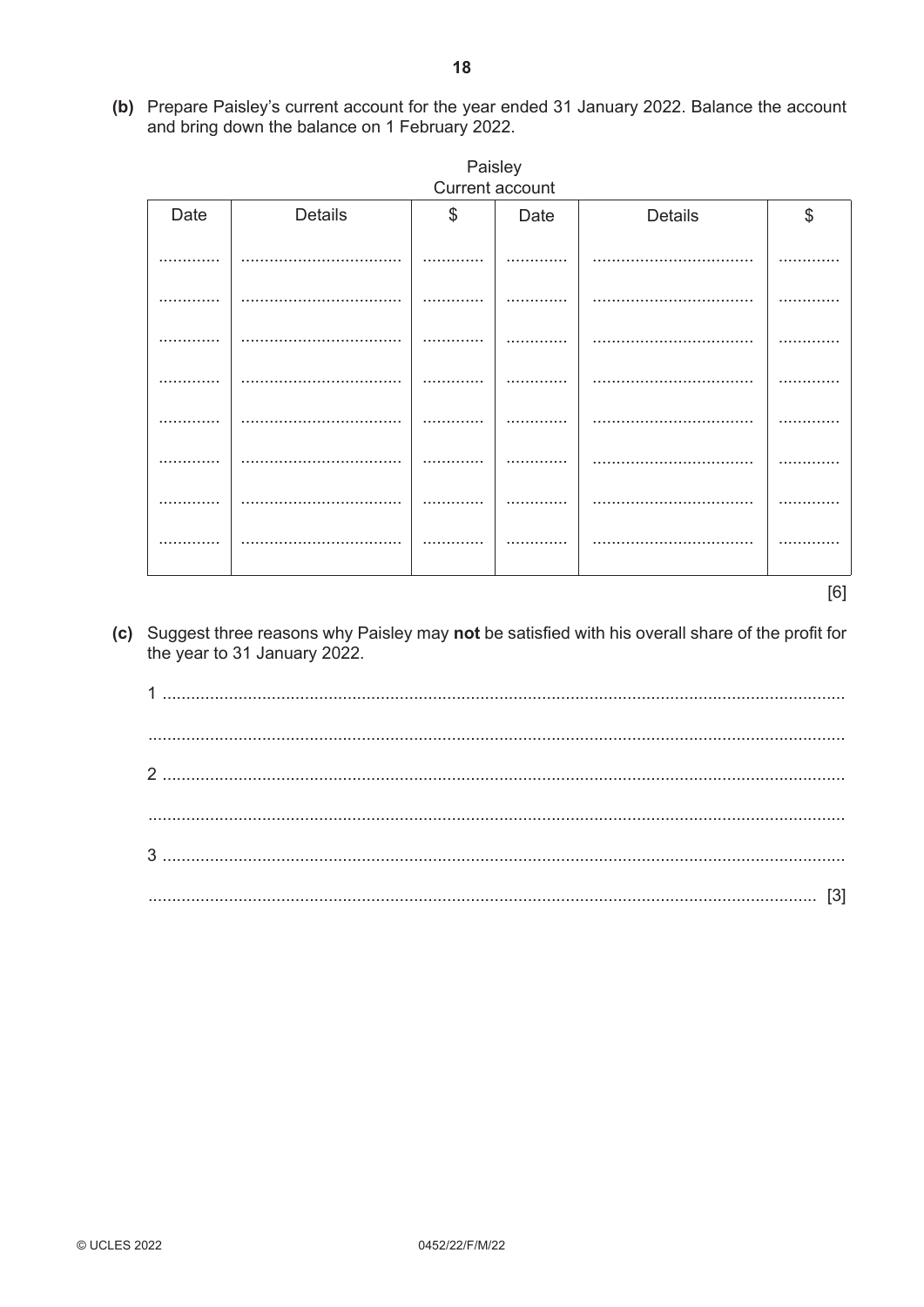**(b)** Prepare Paisley's current account for the year ended 31 January 2022. Balance the account and bring down the balance on 1 February 2022.

Paisley
Current account

| Date | Details | $ | Date | Details | $ |
|---|---|---|---|---|---|
| ............ | .................................. | ............ | ............ | .................................. | ............ |
| ............ | .................................. | ............ | ............ | .................................. | ............ |
| ............ | .................................. | ............ | ............ | .................................. | ............ |
| ............ | .................................. | ............ | ............ | .................................. | ............ |
| ............ | .................................. | ............ | ............ | .................................. | ............ |
| ............ | .................................. | ............ | ............ | .................................. | ............ |
| ............ | .................................. | ............ | ............ | .................................. | ............ |
| ............ | .................................. | ............ | ............ | .................................. | ............ |

[6]

**(c)** Suggest three reasons why Paisley may **not** be satisfied with his overall share of the profit for the year to 31 January 2022.

1 ..........................................................................................................................................

..........................................................................................................................................

2 ..........................................................................................................................................

..........................................................................................................................................

3 ..........................................................................................................................................

.......................................................................................................................................... [3]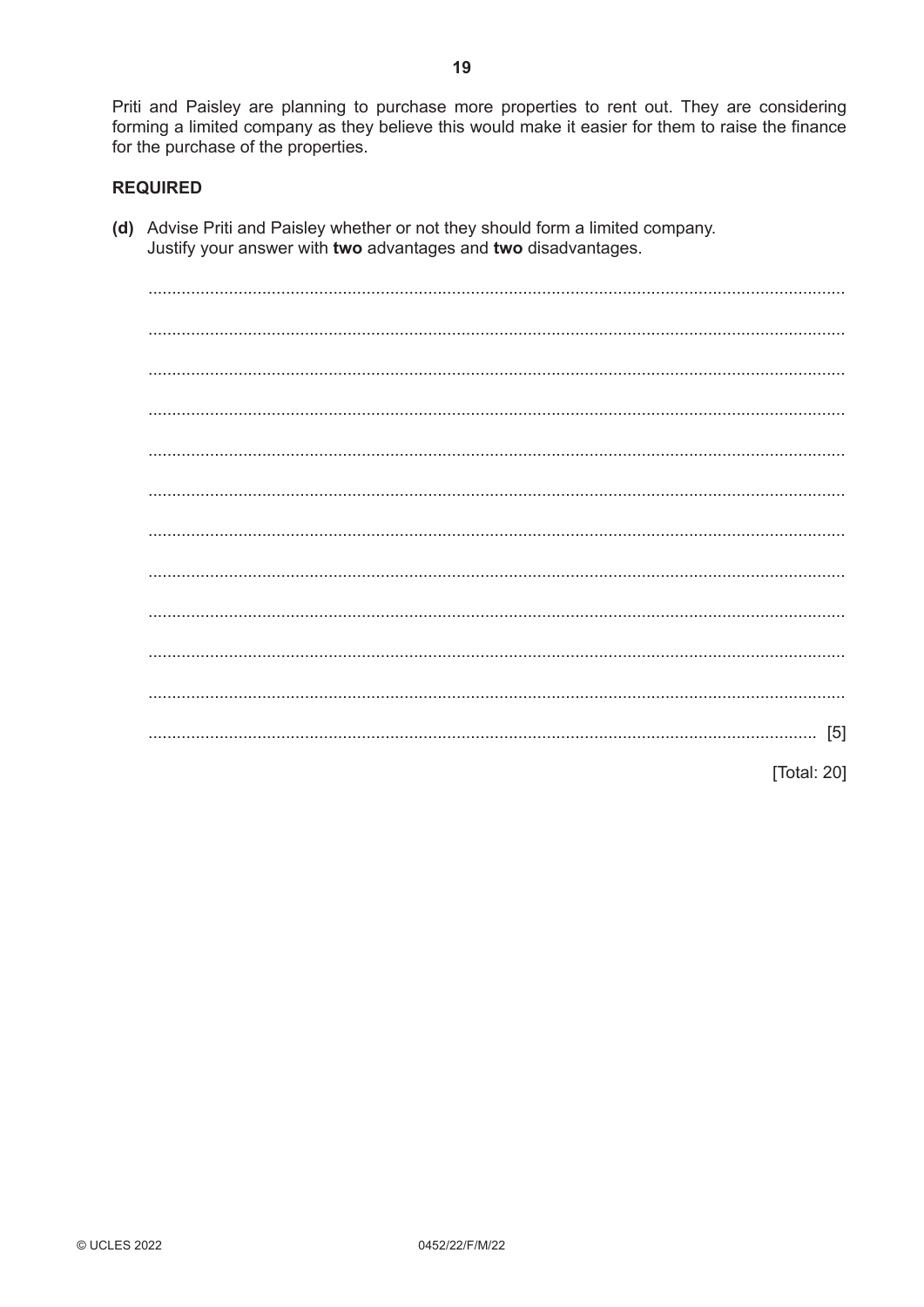Priti and Paisley are planning to purchase more properties to rent out. They are considering forming a limited company as they believe this would make it easier for them to raise the finance for the purchase of the properties.

**REQUIRED**

**(d)** Advise Priti and Paisley whether or not they should form a limited company.
Justify your answer with **two** advantages and **two** disadvantages.

..........................................................................................................................................

..........................................................................................................................................

..........................................................................................................................................

..........................................................................................................................................

..........................................................................................................................................

..........................................................................................................................................

..........................................................................................................................................

..........................................................................................................................................

..........................................................................................................................................

..........................................................................................................................................

..........................................................................................................................................

.................................................................................................................................... [5]

[Total: 20]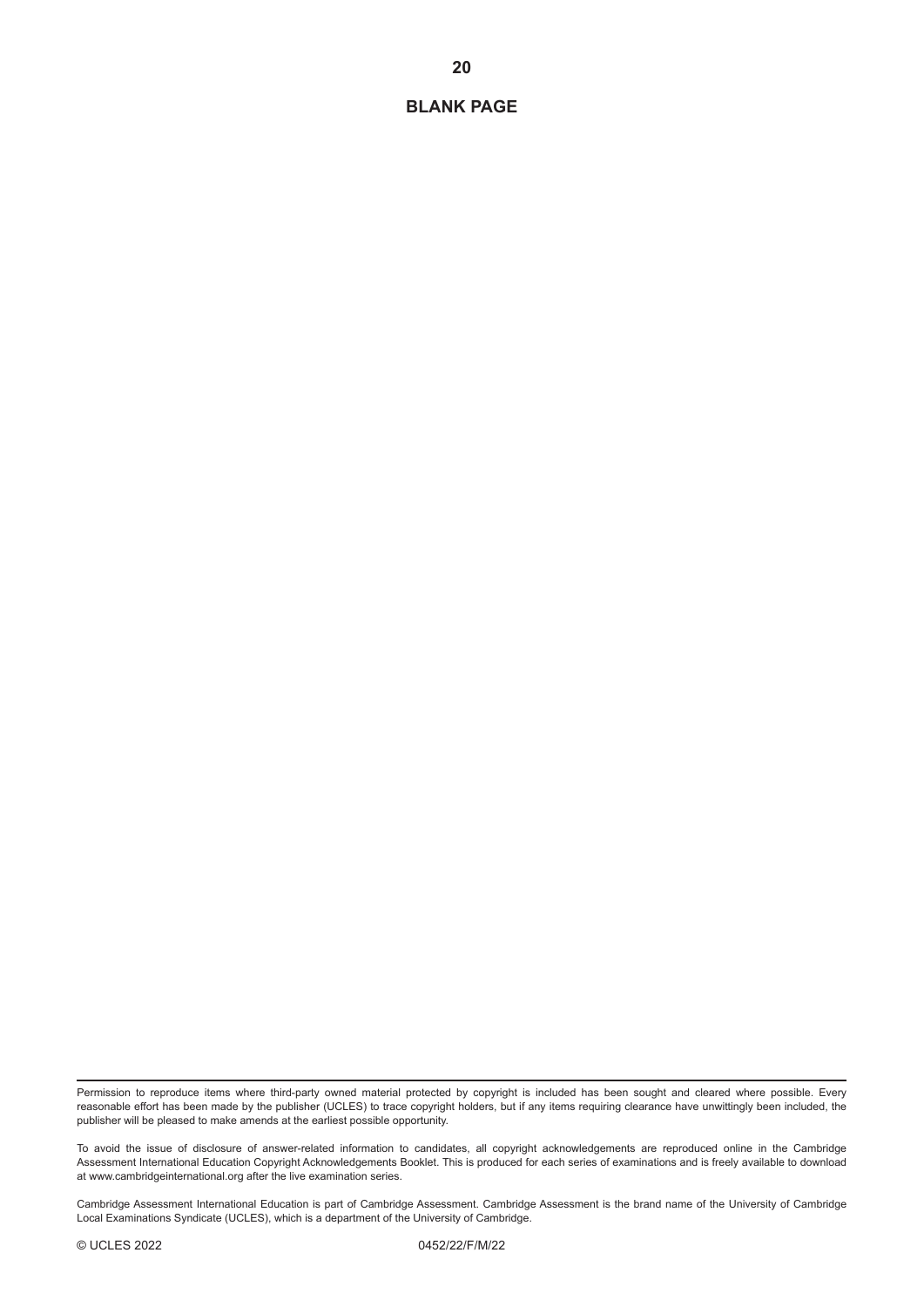**BLANK PAGE**

Permission to reproduce items where third-party owned material protected by copyright is included has been sought and cleared where possible. Every reasonable effort has been made by the publisher (UCLES) to trace copyright holders, but if any items requiring clearance have unwittingly been included, the publisher will be pleased to make amends at the earliest possible opportunity.

To avoid the issue of disclosure of answer-related information to candidates, all copyright acknowledgements are reproduced online in the Cambridge Assessment International Education Copyright Acknowledgements Booklet. This is produced for each series of examinations and is freely available to download at www.cambridgeinternational.org after the live examination series.

Cambridge Assessment International Education is part of Cambridge Assessment. Cambridge Assessment is the brand name of the University of Cambridge Local Examinations Syndicate (UCLES), which is a department of the University of Cambridge.

© UCLES 2022 0452/22/F/M/22